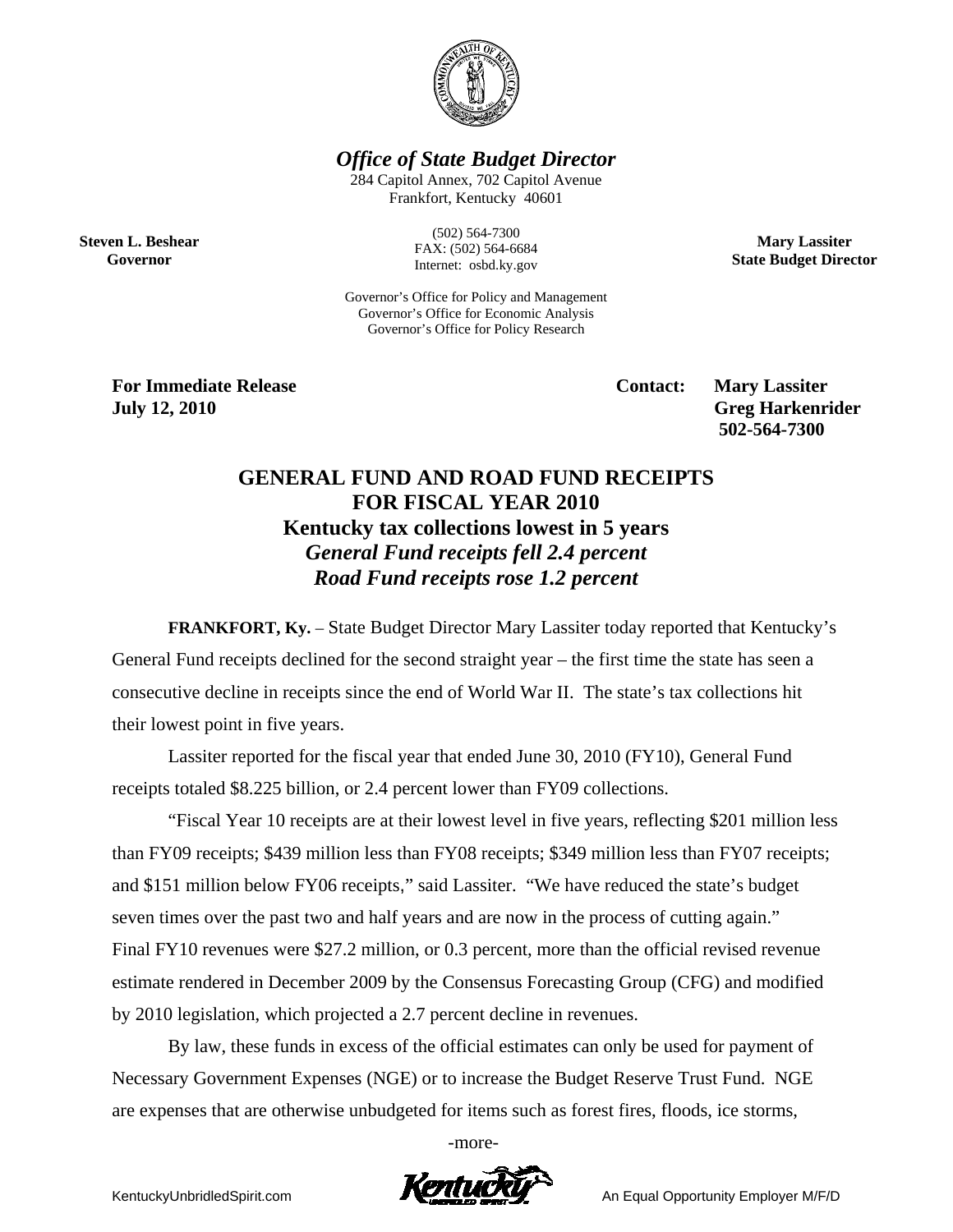## *Office of State Budget Director*

284 Capitol Annex, 702 Capitol Avenue
Frankfort, Kentucky 40601

**Steven L. Beshear**
**Governor**

(502) 564-7300
FAX: (502) 564-6684
Internet: osbd.ky.gov

**Mary Lassiter**
**State Budget Director**

Governor's Office for Policy and Management
Governor's Office for Economic Analysis
Governor's Office for Policy Research

**For Immediate Release**
**July 12, 2010**

**Contact: Mary Lassiter**
**Greg Harkenrider**
**502-564-7300**

# GENERAL FUND AND ROAD FUND RECEIPTS FOR FISCAL YEAR 2010

## Kentucky tax collections lowest in 5 years

### *General Fund receipts fell 2.4 percent*

### *Road Fund receipts rose 1.2 percent*

**FRANKFORT, Ky.** – State Budget Director Mary Lassiter today reported that Kentucky's General Fund receipts declined for the second straight year – the first time the state has seen a consecutive decline in receipts since the end of World War II. The state's tax collections hit their lowest point in five years.

Lassiter reported for the fiscal year that ended June 30, 2010 (FY10), General Fund receipts totaled $8.225 billion, or 2.4 percent lower than FY09 collections.

"Fiscal Year 10 receipts are at their lowest level in five years, reflecting $201 million less than FY09 receipts; $439 million less than FY08 receipts; $349 million less than FY07 receipts; and $151 million below FY06 receipts," said Lassiter. "We have reduced the state's budget seven times over the past two and half years and are now in the process of cutting again." Final FY10 revenues were $27.2 million, or 0.3 percent, more than the official revised revenue estimate rendered in December 2009 by the Consensus Forecasting Group (CFG) and modified by 2010 legislation, which projected a 2.7 percent decline in revenues.

By law, these funds in excess of the official estimates can only be used for payment of Necessary Government Expenses (NGE) or to increase the Budget Reserve Trust Fund. NGE are expenses that are otherwise unbudgeted for items such as forest fires, floods, ice storms,

-more-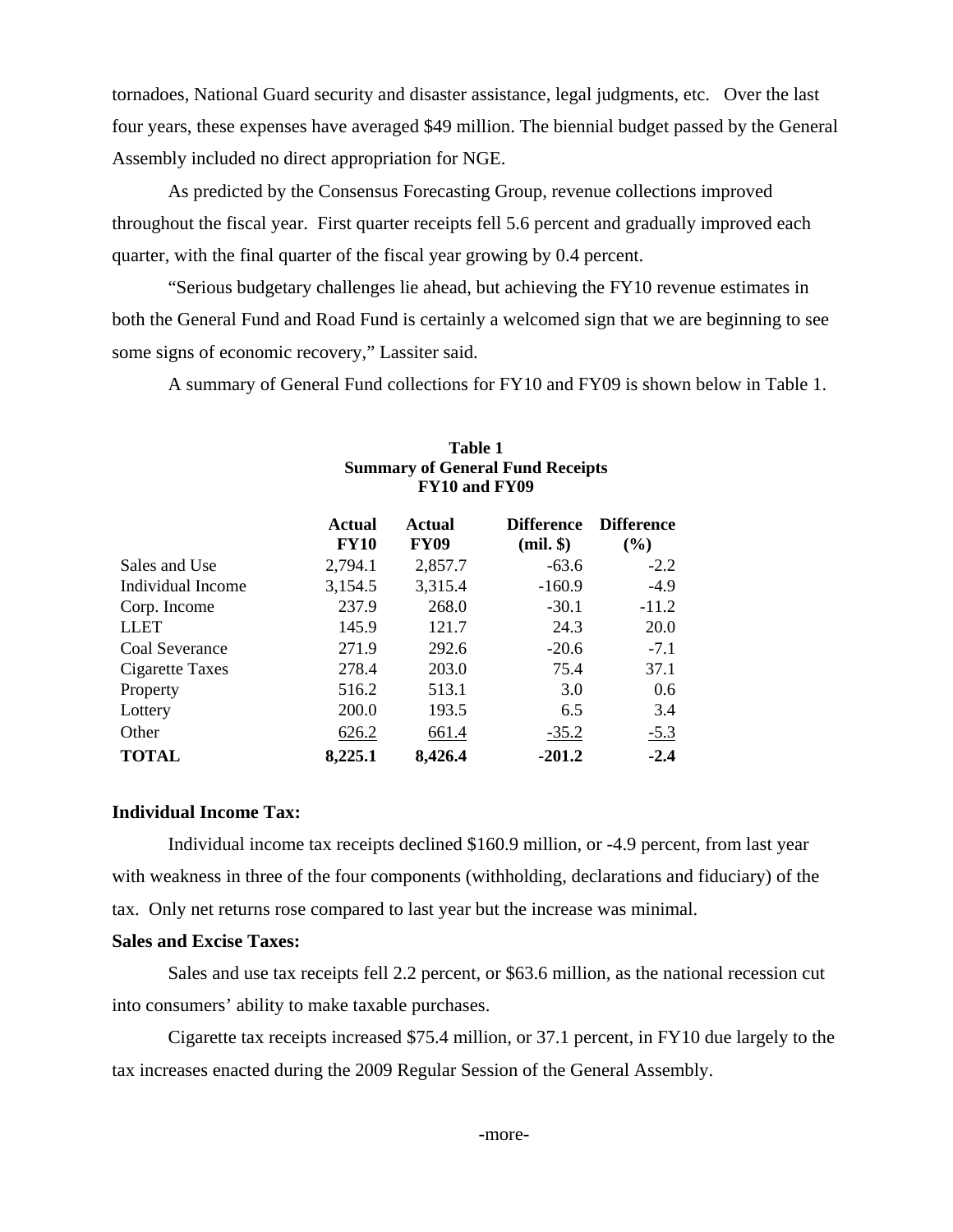tornadoes, National Guard security and disaster assistance, legal judgments, etc. Over the last four years, these expenses have averaged $49 million. The biennial budget passed by the General Assembly included no direct appropriation for NGE.

As predicted by the Consensus Forecasting Group, revenue collections improved throughout the fiscal year. First quarter receipts fell 5.6 percent and gradually improved each quarter, with the final quarter of the fiscal year growing by 0.4 percent.

"Serious budgetary challenges lie ahead, but achieving the FY10 revenue estimates in both the General Fund and Road Fund is certainly a welcomed sign that we are beginning to see some signs of economic recovery," Lassiter said.

A summary of General Fund collections for FY10 and FY09 is shown below in Table 1.

**Table 1**
**Summary of General Fund Receipts**
**FY10 and FY09**

| | Actual FY10 | Actual FY09 | Difference (mil. $) | Difference (%) |
|---|---|---|---|---|
| Sales and Use | 2,794.1 | 2,857.7 | -63.6 | -2.2 |
| Individual Income | 3,154.5 | 3,315.4 | -160.9 | -4.9 |
| Corp. Income | 237.9 | 268.0 | -30.1 | -11.2 |
| LLET | 145.9 | 121.7 | 24.3 | 20.0 |
| Coal Severance | 271.9 | 292.6 | -20.6 | -7.1 |
| Cigarette Taxes | 278.4 | 203.0 | 75.4 | 37.1 |
| Property | 516.2 | 513.1 | 3.0 | 0.6 |
| Lottery | 200.0 | 193.5 | 6.5 | 3.4 |
| Other | 626.2 | 661.4 | -35.2 | -5.3 |
| **TOTAL** | **8,225.1** | **8,426.4** | **-201.2** | **-2.4** |

**Individual Income Tax:**

Individual income tax receipts declined $160.9 million, or -4.9 percent, from last year with weakness in three of the four components (withholding, declarations and fiduciary) of the tax. Only net returns rose compared to last year but the increase was minimal.

**Sales and Excise Taxes:**

Sales and use tax receipts fell 2.2 percent, or $63.6 million, as the national recession cut into consumers' ability to make taxable purchases.

Cigarette tax receipts increased $75.4 million, or 37.1 percent, in FY10 due largely to the tax increases enacted during the 2009 Regular Session of the General Assembly.

-more-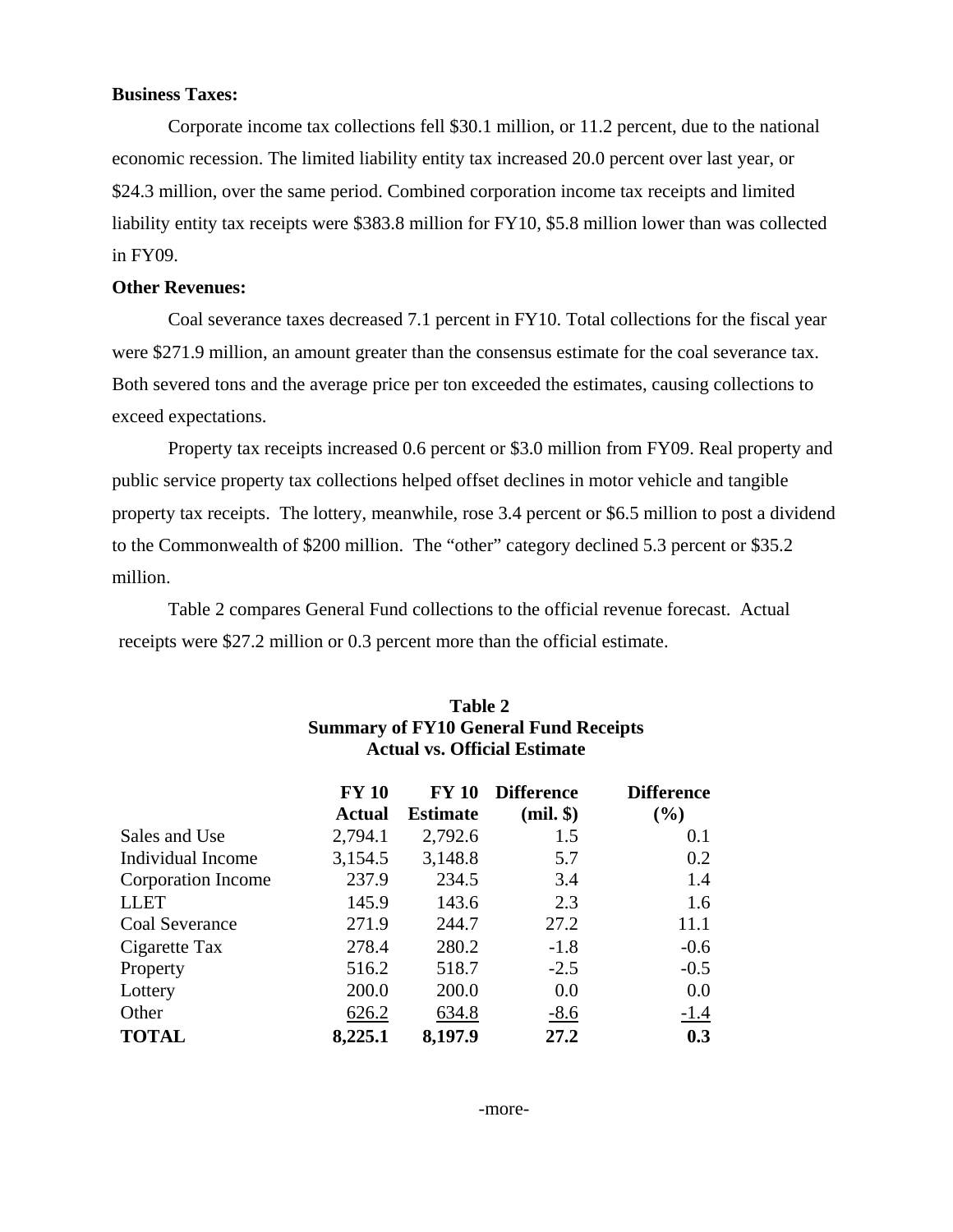**Business Taxes:**

Corporate income tax collections fell $30.1 million, or 11.2 percent, due to the national economic recession. The limited liability entity tax increased 20.0 percent over last year, or $24.3 million, over the same period. Combined corporation income tax receipts and limited liability entity tax receipts were $383.8 million for FY10, $5.8 million lower than was collected in FY09.

**Other Revenues:**

Coal severance taxes decreased 7.1 percent in FY10. Total collections for the fiscal year were $271.9 million, an amount greater than the consensus estimate for the coal severance tax. Both severed tons and the average price per ton exceeded the estimates, causing collections to exceed expectations.

Property tax receipts increased 0.6 percent or $3.0 million from FY09. Real property and public service property tax collections helped offset declines in motor vehicle and tangible property tax receipts. The lottery, meanwhile, rose 3.4 percent or $6.5 million to post a dividend to the Commonwealth of $200 million. The "other" category declined 5.3 percent or $35.2 million.

Table 2 compares General Fund collections to the official revenue forecast. Actual receipts were $27.2 million or 0.3 percent more than the official estimate.

**Table 2**
**Summary of FY10 General Fund Receipts**
**Actual vs. Official Estimate**

| | FY 10 Actual | FY 10 Estimate | Difference (mil. $) | Difference (%) |
|---|---|---|---|---|
| Sales and Use | 2,794.1 | 2,792.6 | 1.5 | 0.1 |
| Individual Income | 3,154.5 | 3,148.8 | 5.7 | 0.2 |
| Corporation Income | 237.9 | 234.5 | 3.4 | 1.4 |
| LLET | 145.9 | 143.6 | 2.3 | 1.6 |
| Coal Severance | 271.9 | 244.7 | 27.2 | 11.1 |
| Cigarette Tax | 278.4 | 280.2 | -1.8 | -0.6 |
| Property | 516.2 | 518.7 | -2.5 | -0.5 |
| Lottery | 200.0 | 200.0 | 0.0 | 0.0 |
| Other | 626.2 | 634.8 | -8.6 | -1.4 |
| **TOTAL** | **8,225.1** | **8,197.9** | **27.2** | **0.3** |

-more-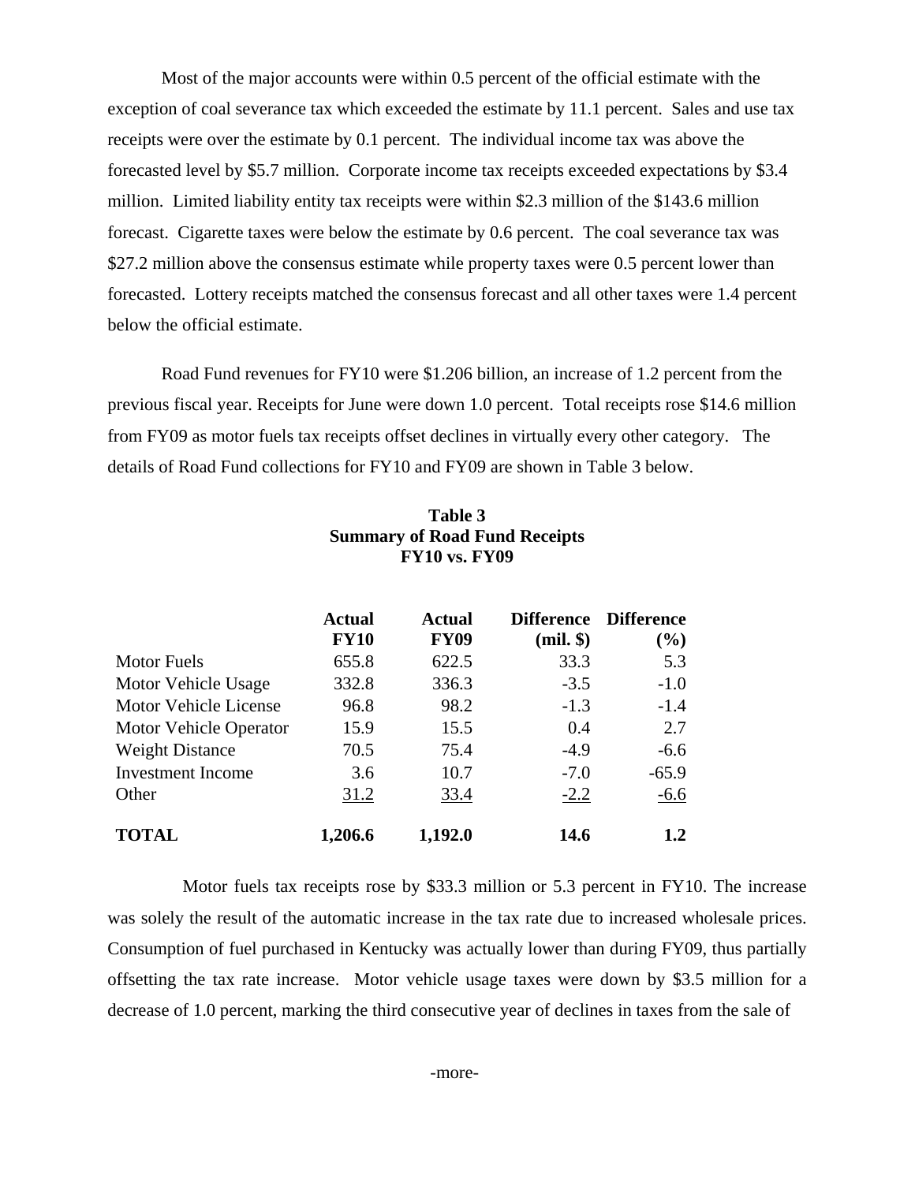Most of the major accounts were within 0.5 percent of the official estimate with the exception of coal severance tax which exceeded the estimate by 11.1 percent. Sales and use tax receipts were over the estimate by 0.1 percent. The individual income tax was above the forecasted level by $5.7 million. Corporate income tax receipts exceeded expectations by $3.4 million. Limited liability entity tax receipts were within $2.3 million of the $143.6 million forecast. Cigarette taxes were below the estimate by 0.6 percent. The coal severance tax was $27.2 million above the consensus estimate while property taxes were 0.5 percent lower than forecasted. Lottery receipts matched the consensus forecast and all other taxes were 1.4 percent below the official estimate.

Road Fund revenues for FY10 were $1.206 billion, an increase of 1.2 percent from the previous fiscal year. Receipts for June were down 1.0 percent. Total receipts rose $14.6 million from FY09 as motor fuels tax receipts offset declines in virtually every other category. The details of Road Fund collections for FY10 and FY09 are shown in Table 3 below.

**Table 3**
**Summary of Road Fund Receipts**
**FY10 vs. FY09**

| | Actual FY10 | Actual FY09 | Difference (mil. $) | Difference (%) |
|---|---|---|---|---|
| Motor Fuels | 655.8 | 622.5 | 33.3 | 5.3 |
| Motor Vehicle Usage | 332.8 | 336.3 | -3.5 | -1.0 |
| Motor Vehicle License | 96.8 | 98.2 | -1.3 | -1.4 |
| Motor Vehicle Operator | 15.9 | 15.5 | 0.4 | 2.7 |
| Weight Distance | 70.5 | 75.4 | -4.9 | -6.6 |
| Investment Income | 3.6 | 10.7 | -7.0 | -65.9 |
| Other | 31.2 | 33.4 | -2.2 | -6.6 |
| **TOTAL** | **1,206.6** | **1,192.0** | **14.6** | **1.2** |

Motor fuels tax receipts rose by $33.3 million or 5.3 percent in FY10. The increase was solely the result of the automatic increase in the tax rate due to increased wholesale prices. Consumption of fuel purchased in Kentucky was actually lower than during FY09, thus partially offsetting the tax rate increase. Motor vehicle usage taxes were down by $3.5 million for a decrease of 1.0 percent, marking the third consecutive year of declines in taxes from the sale of

-more-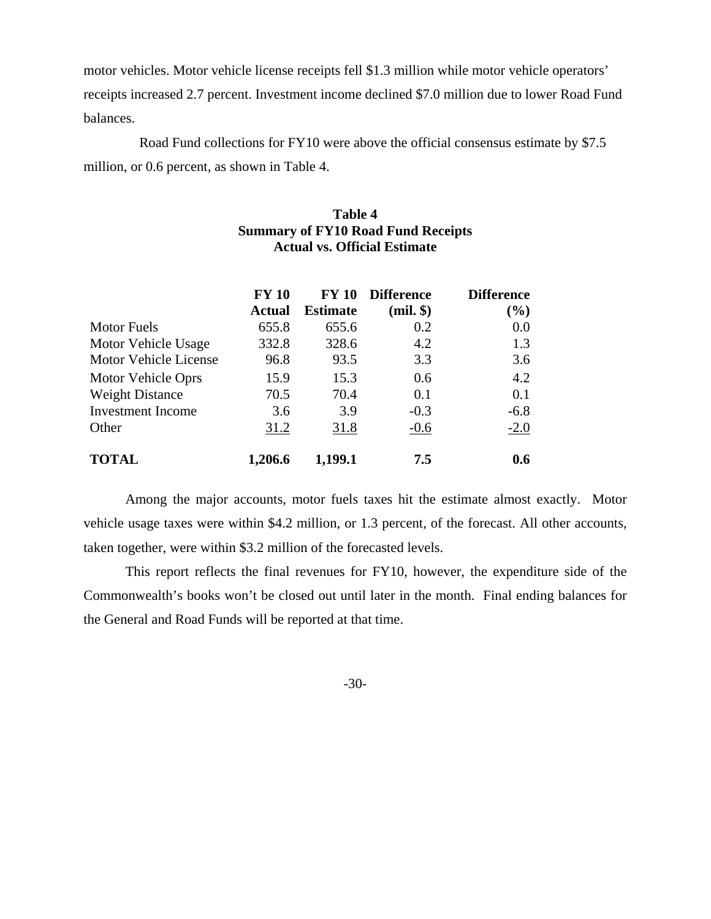motor vehicles. Motor vehicle license receipts fell $1.3 million while motor vehicle operators' receipts increased 2.7 percent. Investment income declined $7.0 million due to lower Road Fund balances.

Road Fund collections for FY10 were above the official consensus estimate by $7.5 million, or 0.6 percent, as shown in Table 4.

**Table 4**
**Summary of FY10 Road Fund Receipts**
**Actual vs. Official Estimate**

| | FY 10 Actual | FY 10 Estimate | Difference (mil. $) | Difference (%) |
|---|---|---|---|---|
| Motor Fuels | 655.8 | 655.6 | 0.2 | 0.0 |
| Motor Vehicle Usage | 332.8 | 328.6 | 4.2 | 1.3 |
| Motor Vehicle License | 96.8 | 93.5 | 3.3 | 3.6 |
| Motor Vehicle Oprs | 15.9 | 15.3 | 0.6 | 4.2 |
| Weight Distance | 70.5 | 70.4 | 0.1 | 0.1 |
| Investment Income | 3.6 | 3.9 | -0.3 | -6.8 |
| Other | 31.2 | 31.8 | -0.6 | -2.0 |
| **TOTAL** | **1,206.6** | **1,199.1** | **7.5** | **0.6** |

Among the major accounts, motor fuels taxes hit the estimate almost exactly. Motor vehicle usage taxes were within $4.2 million, or 1.3 percent, of the forecast. All other accounts, taken together, were within $3.2 million of the forecasted levels.

This report reflects the final revenues for FY10, however, the expenditure side of the Commonwealth's books won't be closed out until later in the month. Final ending balances for the General and Road Funds will be reported at that time.

-30-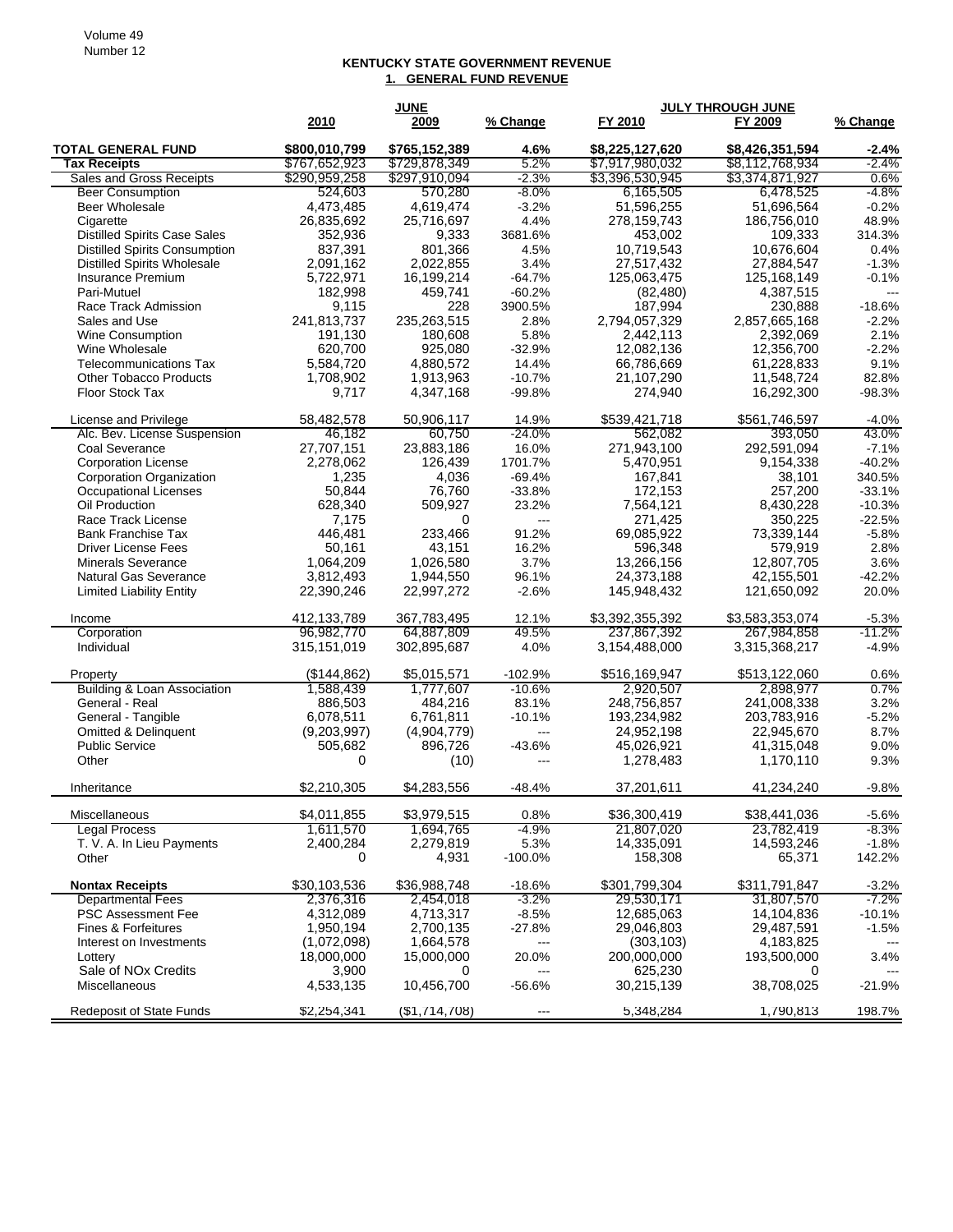## KENTUCKY STATE GOVERNMENT REVENUE

### 1. GENERAL FUND REVENUE

| | JUNE 2010 | JUNE 2009 | % Change | JULY THROUGH JUNE FY 2010 | JULY THROUGH JUNE FY 2009 | % Change |
|---|---|---|---|---|---|---|
| **TOTAL GENERAL FUND** | **$800,010,799** | **$765,152,389** | **4.6%** | **$8,225,127,620** | **$8,426,351,594** | **-2.4%** |
| **Tax Receipts** | $767,652,923 | $729,878,349 | 5.2% | $7,917,980,032 | $8,112,768,934 | -2.4% |
| Sales and Gross Receipts | $290,959,258 | $297,910,094 | -2.3% | $3,396,530,945 | $3,374,871,927 | 0.6% |
| Beer Consumption | 524,603 | 570,280 | -8.0% | 6,165,505 | 6,478,525 | -4.8% |
| Beer Wholesale | 4,473,485 | 4,619,474 | -3.2% | 51,596,255 | 51,696,564 | -0.2% |
| Cigarette | 26,835,692 | 25,716,697 | 4.4% | 278,159,743 | 186,756,010 | 48.9% |
| Distilled Spirits Case Sales | 352,936 | 9,333 | 3681.6% | 453,002 | 109,333 | 314.3% |
| Distilled Spirits Consumption | 837,391 | 801,366 | 4.5% | 10,719,543 | 10,676,604 | 0.4% |
| Distilled Spirits Wholesale | 2,091,162 | 2,022,855 | 3.4% | 27,517,432 | 27,884,547 | -1.3% |
| Insurance Premium | 5,722,971 | 16,199,214 | -64.7% | 125,063,475 | 125,168,149 | -0.1% |
| Pari-Mutuel | 182,998 | 459,741 | -60.2% | (82,480) | 4,387,515 | --- |
| Race Track Admission | 9,115 | 228 | 3900.5% | 187,994 | 230,888 | -18.6% |
| Sales and Use | 241,813,737 | 235,263,515 | 2.8% | 2,794,057,329 | 2,857,665,168 | -2.2% |
| Wine Consumption | 191,130 | 180,608 | 5.8% | 2,442,113 | 2,392,069 | 2.1% |
| Wine Wholesale | 620,700 | 925,080 | -32.9% | 12,082,136 | 12,356,700 | -2.2% |
| Telecommunications Tax | 5,584,720 | 4,880,572 | 14.4% | 66,786,669 | 61,228,833 | 9.1% |
| Other Tobacco Products | 1,708,902 | 1,913,963 | -10.7% | 21,107,290 | 11,548,724 | 82.8% |
| Floor Stock Tax | 9,717 | 4,347,168 | -99.8% | 274,940 | 16,292,300 | -98.3% |
| | | | | | | |
| License and Privilege | 58,482,578 | 50,906,117 | 14.9% | $539,421,718 | $561,746,597 | -4.0% |
| Alc. Bev. License Suspension | 46,182 | 60,750 | -24.0% | 562,082 | 393,050 | 43.0% |
| Coal Severance | 27,707,151 | 23,883,186 | 16.0% | 271,943,100 | 292,591,094 | -7.1% |
| Corporation License | 2,278,062 | 126,439 | 1701.7% | 5,470,951 | 9,154,338 | -40.2% |
| Corporation Organization | 1,235 | 4,036 | -69.4% | 167,841 | 38,101 | 340.5% |
| Occupational Licenses | 50,844 | 76,760 | -33.8% | 172,153 | 257,200 | -33.1% |
| Oil Production | 628,340 | 509,927 | 23.2% | 7,564,121 | 8,430,228 | -10.3% |
| Race Track License | 7,175 | 0 | --- | 271,425 | 350,225 | -22.5% |
| Bank Franchise Tax | 446,481 | 233,466 | 91.2% | 69,085,922 | 73,339,144 | -5.8% |
| Driver License Fees | 50,161 | 43,151 | 16.2% | 596,348 | 579,919 | 2.8% |
| Minerals Severance | 1,064,209 | 1,026,580 | 3.7% | 13,266,156 | 12,807,705 | 3.6% |
| Natural Gas Severance | 3,812,493 | 1,944,550 | 96.1% | 24,373,188 | 42,155,501 | -42.2% |
| Limited Liability Entity | 22,390,246 | 22,997,272 | -2.6% | 145,948,432 | 121,650,092 | 20.0% |
| | | | | | | |
| Income | 412,133,789 | 367,783,495 | 12.1% | $3,392,355,392 | $3,583,353,074 | -5.3% |
| Corporation | 96,982,770 | 64,887,809 | 49.5% | 237,867,392 | 267,984,858 | -11.2% |
| Individual | 315,151,019 | 302,895,687 | 4.0% | 3,154,488,000 | 3,315,368,217 | -4.9% |
| | | | | | | |
| Property | ($144,862) | $5,015,571 | -102.9% | $516,169,947 | $513,122,060 | 0.6% |
| Building & Loan Association | 1,588,439 | 1,777,607 | -10.6% | 2,920,507 | 2,898,977 | 0.7% |
| General - Real | 886,503 | 484,216 | 83.1% | 248,756,857 | 241,008,338 | 3.2% |
| General - Tangible | 6,078,511 | 6,761,811 | -10.1% | 193,234,982 | 203,783,916 | -5.2% |
| Omitted & Delinquent | (9,203,997) | (4,904,779) | --- | 24,952,198 | 22,945,670 | 8.7% |
| Public Service | 505,682 | 896,726 | -43.6% | 45,026,921 | 41,315,048 | 9.0% |
| Other | 0 | (10) | --- | 1,278,483 | 1,170,110 | 9.3% |
| | | | | | | |
| Inheritance | $2,210,305 | $4,283,556 | -48.4% | 37,201,611 | 41,234,240 | -9.8% |
| | | | | | | |
| Miscellaneous | $4,011,855 | $3,979,515 | 0.8% | $36,300,419 | $38,441,036 | -5.6% |
| Legal Process | 1,611,570 | 1,694,765 | -4.9% | 21,807,020 | 23,782,419 | -8.3% |
| T. V. A. In Lieu Payments | 2,400,284 | 2,279,819 | 5.3% | 14,335,091 | 14,593,246 | -1.8% |
| Other | 0 | 4,931 | -100.0% | 158,308 | 65,371 | 142.2% |
| | | | | | | |
| **Nontax Receipts** | $30,103,536 | $36,988,748 | -18.6% | $301,799,304 | $311,791,847 | -3.2% |
| Departmental Fees | 2,376,316 | 2,454,018 | -3.2% | 29,530,171 | 31,807,570 | -7.2% |
| PSC Assessment Fee | 4,312,089 | 4,713,317 | -8.5% | 12,685,063 | 14,104,836 | -10.1% |
| Fines & Forfeitures | 1,950,194 | 2,700,135 | -27.8% | 29,046,803 | 29,487,591 | -1.5% |
| Interest on Investments | (1,072,098) | 1,664,578 | --- | (303,103) | 4,183,825 | --- |
| Lottery | 18,000,000 | 15,000,000 | 20.0% | 200,000,000 | 193,500,000 | 3.4% |
| Sale of NOx Credits | 3,900 | 0 | --- | 625,230 | 0 | --- |
| Miscellaneous | 4,533,135 | 10,456,700 | -56.6% | 30,215,139 | 38,708,025 | -21.9% |
| | | | | | | |
| Redeposit of State Funds | $2,254,341 | ($1,714,708) | --- | 5,348,284 | 1,790,813 | 198.7% |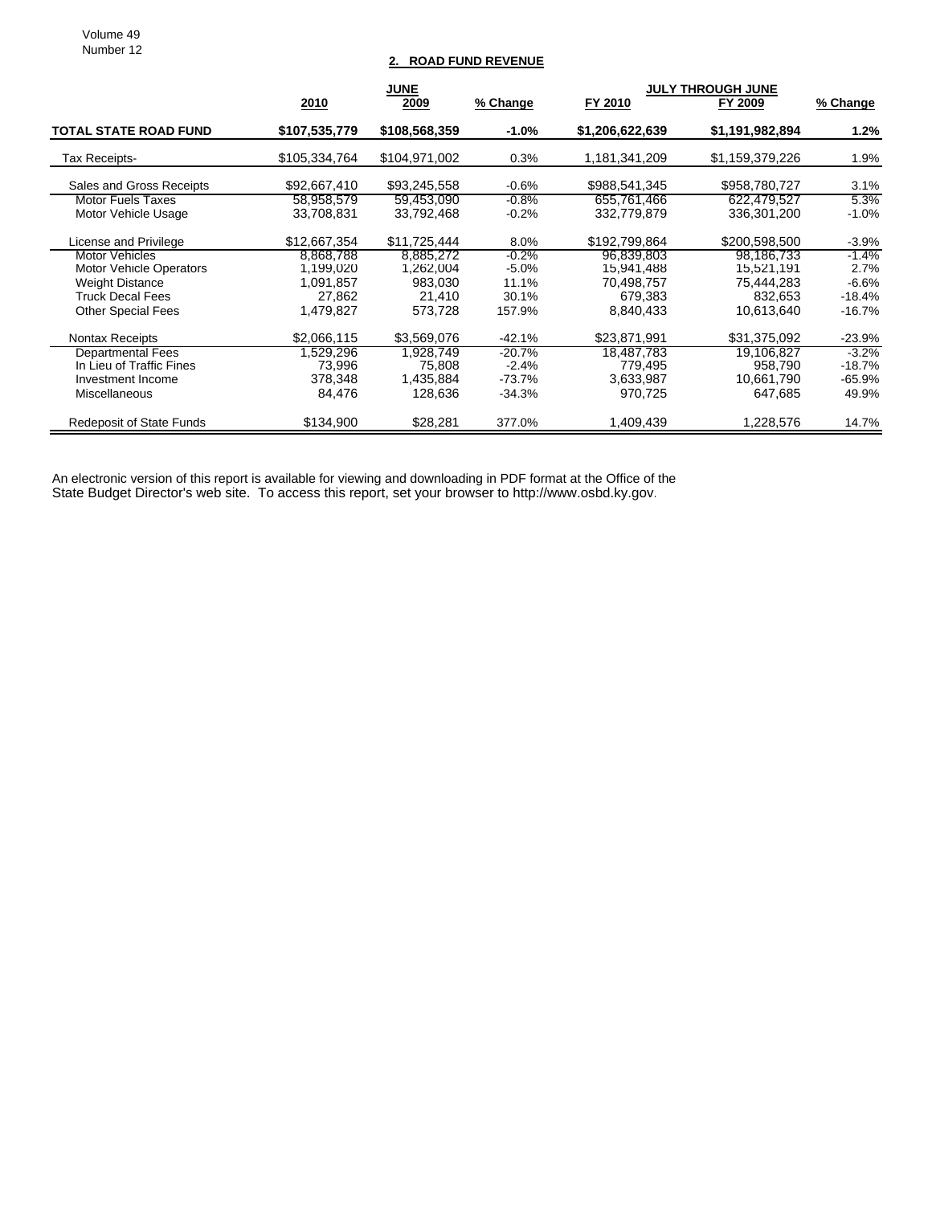## 2. ROAD FUND REVENUE

| | JUNE | | | JULY THROUGH JUNE | | |
|---|---|---|---|---|---|---|
| | 2010 | 2009 | % Change | FY 2010 | FY 2009 | % Change |
| **TOTAL STATE ROAD FUND** | **$107,535,779** | **$108,568,359** | **-1.0%** | **$1,206,622,639** | **$1,191,982,894** | **1.2%** |
| Tax Receipts- | $105,334,764 | $104,971,002 | 0.3% | 1,181,341,209 | $1,159,379,226 | 1.9% |
| Sales and Gross Receipts | $92,667,410 | $93,245,558 | -0.6% | $988,541,345 | $958,780,727 | 3.1% |
| Motor Fuels Taxes | 58,958,579 | 59,453,090 | -0.8% | 655,761,466 | 622,479,527 | 5.3% |
| Motor Vehicle Usage | 33,708,831 | 33,792,468 | -0.2% | 332,779,879 | 336,301,200 | -1.0% |
| License and Privilege | $12,667,354 | $11,725,444 | 8.0% | $192,799,864 | $200,598,500 | -3.9% |
| Motor Vehicles | 8,868,788 | 8,885,272 | -0.2% | 96,839,803 | 98,186,733 | -1.4% |
| Motor Vehicle Operators | 1,199,020 | 1,262,004 | -5.0% | 15,941,488 | 15,521,191 | 2.7% |
| Weight Distance | 1,091,857 | 983,030 | 11.1% | 70,498,757 | 75,444,283 | -6.6% |
| Truck Decal Fees | 27,862 | 21,410 | 30.1% | 679,383 | 832,653 | -18.4% |
| Other Special Fees | 1,479,827 | 573,728 | 157.9% | 8,840,433 | 10,613,640 | -16.7% |
| Nontax Receipts | $2,066,115 | $3,569,076 | -42.1% | $23,871,991 | $31,375,092 | -23.9% |
| Departmental Fees | 1,529,296 | 1,928,749 | -20.7% | 18,487,783 | 19,106,827 | -3.2% |
| In Lieu of Traffic Fines | 73,996 | 75,808 | -2.4% | 779,495 | 958,790 | -18.7% |
| Investment Income | 378,348 | 1,435,884 | -73.7% | 3,633,987 | 10,661,790 | -65.9% |
| Miscellaneous | 84,476 | 128,636 | -34.3% | 970,725 | 647,685 | 49.9% |
| Redeposit of State Funds | $134,900 | $28,281 | 377.0% | 1,409,439 | 1,228,576 | 14.7% |

An electronic version of this report is available for viewing and downloading in PDF format at the Office of the State Budget Director's web site. To access this report, set your browser to http://www.osbd.ky.gov.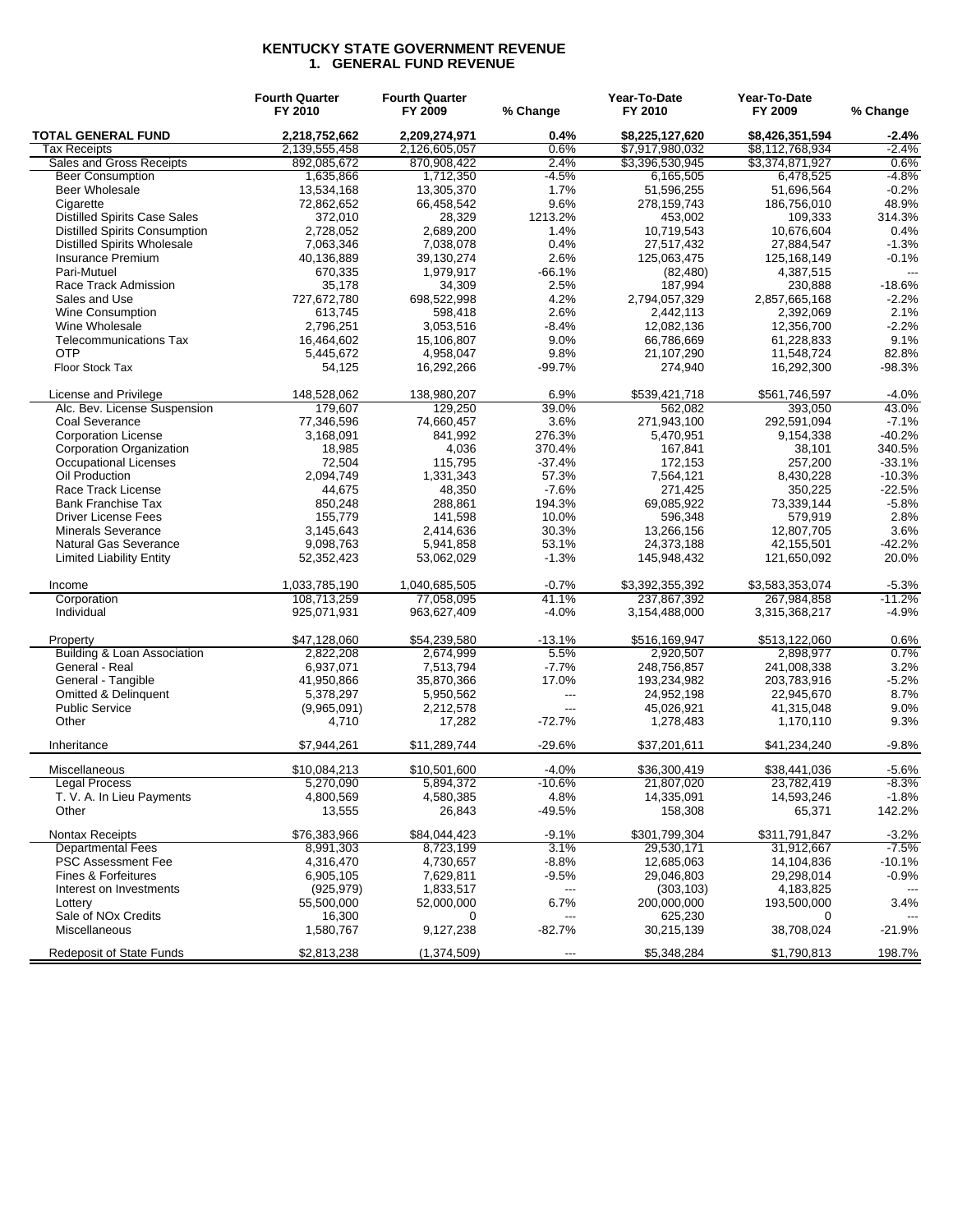# KENTUCKY STATE GOVERNMENT REVENUE
## 1. GENERAL FUND REVENUE

| | Fourth Quarter FY 2010 | Fourth Quarter FY 2009 | % Change | Year-To-Date FY 2010 | Year-To-Date FY 2009 | % Change |
|---|---|---|---|---|---|---|
| **TOTAL GENERAL FUND** | **2,218,752,662** | **2,209,274,971** | **0.4%** | **$8,225,127,620** | **$8,426,351,594** | **-2.4%** |
| Tax Receipts | 2,139,555,458 | 2,126,605,057 | 0.6% | $7,917,980,032 | $8,112,768,934 | -2.4% |
| Sales and Gross Receipts | 892,085,672 | 870,908,422 | 2.4% | $3,396,530,945 | $3,374,871,927 | 0.6% |
| Beer Consumption | 1,635,866 | 1,712,350 | -4.5% | 6,165,505 | 6,478,525 | -4.8% |
| Beer Wholesale | 13,534,168 | 13,305,370 | 1.7% | 51,596,255 | 51,696,564 | -0.2% |
| Cigarette | 72,862,652 | 66,458,542 | 9.6% | 278,159,743 | 186,756,010 | 48.9% |
| Distilled Spirits Case Sales | 372,010 | 28,329 | 1213.2% | 453,002 | 109,333 | 314.3% |
| Distilled Spirits Consumption | 2,728,052 | 2,689,200 | 1.4% | 10,719,543 | 10,676,604 | 0.4% |
| Distilled Spirits Wholesale | 7,063,346 | 7,038,078 | 0.4% | 27,517,432 | 27,884,547 | -1.3% |
| Insurance Premium | 40,136,889 | 39,130,274 | 2.6% | 125,063,475 | 125,168,149 | -0.1% |
| Pari-Mutuel | 670,335 | 1,979,917 | -66.1% | (82,480) | 4,387,515 | --- |
| Race Track Admission | 35,178 | 34,309 | 2.5% | 187,994 | 230,888 | -18.6% |
| Sales and Use | 727,672,780 | 698,522,998 | 4.2% | 2,794,057,329 | 2,857,665,168 | -2.2% |
| Wine Consumption | 613,745 | 598,418 | 2.6% | 2,442,113 | 2,392,069 | 2.1% |
| Wine Wholesale | 2,796,251 | 3,053,516 | -8.4% | 12,082,136 | 12,356,700 | -2.2% |
| Telecommunications Tax | 16,464,602 | 15,106,807 | 9.0% | 66,786,669 | 61,228,833 | 9.1% |
| OTP | 5,445,672 | 4,958,047 | 9.8% | 21,107,290 | 11,548,724 | 82.8% |
| Floor Stock Tax | 54,125 | 16,292,266 | -99.7% | 274,940 | 16,292,300 | -98.3% |
| | | | | | | |
| License and Privilege | 148,528,062 | 138,980,207 | 6.9% | $539,421,718 | $561,746,597 | -4.0% |
| Alc. Bev. License Suspension | 179,607 | 129,250 | 39.0% | 562,082 | 393,050 | 43.0% |
| Coal Severance | 77,346,596 | 74,660,457 | 3.6% | 271,943,100 | 292,591,094 | -7.1% |
| Corporation License | 3,168,091 | 841,992 | 276.3% | 5,470,951 | 9,154,338 | -40.2% |
| Corporation Organization | 18,985 | 4,036 | 370.4% | 167,841 | 38,101 | 340.5% |
| Occupational Licenses | 72,504 | 115,795 | -37.4% | 172,153 | 257,200 | -33.1% |
| Oil Production | 2,094,749 | 1,331,343 | 57.3% | 7,564,121 | 8,430,228 | -10.3% |
| Race Track License | 44,675 | 48,350 | -7.6% | 271,425 | 350,225 | -22.5% |
| Bank Franchise Tax | 850,248 | 288,861 | 194.3% | 69,085,922 | 73,339,144 | -5.8% |
| Driver License Fees | 155,779 | 141,598 | 10.0% | 596,348 | 579,919 | 2.8% |
| Minerals Severance | 3,145,643 | 2,414,636 | 30.3% | 13,266,156 | 12,807,705 | 3.6% |
| Natural Gas Severance | 9,098,763 | 5,941,858 | 53.1% | 24,373,188 | 42,155,501 | -42.2% |
| Limited Liability Entity | 52,352,423 | 53,062,029 | -1.3% | 145,948,432 | 121,650,092 | 20.0% |
| | | | | | | |
| Income | 1,033,785,190 | 1,040,685,505 | -0.7% | $3,392,355,392 | $3,583,353,074 | -5.3% |
| Corporation | 108,713,259 | 77,058,095 | 41.1% | 237,867,392 | 267,984,858 | -11.2% |
| Individual | 925,071,931 | 963,627,409 | -4.0% | 3,154,488,000 | 3,315,368,217 | -4.9% |
| | | | | | | |
| Property | $47,128,060 | $54,239,580 | -13.1% | $516,169,947 | $513,122,060 | 0.6% |
| Building & Loan Association | 2,822,208 | 2,674,999 | 5.5% | 2,920,507 | 2,898,977 | 0.7% |
| General - Real | 6,937,071 | 7,513,794 | -7.7% | 248,756,857 | 241,008,338 | 3.2% |
| General - Tangible | 41,950,866 | 35,870,366 | 17.0% | 193,234,982 | 203,783,916 | -5.2% |
| Omitted & Delinquent | 5,378,297 | 5,950,562 | --- | 24,952,198 | 22,945,670 | 8.7% |
| Public Service | (9,965,091) | 2,212,578 | --- | 45,026,921 | 41,315,048 | 9.0% |
| Other | 4,710 | 17,282 | -72.7% | 1,278,483 | 1,170,110 | 9.3% |
| | | | | | | |
| Inheritance | $7,944,261 | $11,289,744 | -29.6% | $37,201,611 | $41,234,240 | -9.8% |
| | | | | | | |
| Miscellaneous | $10,084,213 | $10,501,600 | -4.0% | $36,300,419 | $38,441,036 | -5.6% |
| Legal Process | 5,270,090 | 5,894,372 | -10.6% | 21,807,020 | 23,782,419 | -8.3% |
| T. V. A. In Lieu Payments | 4,800,569 | 4,580,385 | 4.8% | 14,335,091 | 14,593,246 | -1.8% |
| Other | 13,555 | 26,843 | -49.5% | 158,308 | 65,371 | 142.2% |
| | | | | | | |
| Nontax Receipts | $76,383,966 | $84,044,423 | -9.1% | $301,799,304 | $311,791,847 | -3.2% |
| Departmental Fees | 8,991,303 | 8,723,199 | 3.1% | 29,530,171 | 31,912,667 | -7.5% |
| PSC Assessment Fee | 4,316,470 | 4,730,657 | -8.8% | 12,685,063 | 14,104,836 | -10.1% |
| Fines & Forfeitures | 6,905,105 | 7,629,811 | -9.5% | 29,046,803 | 29,298,014 | -0.9% |
| Interest on Investments | (925,979) | 1,833,517 | --- | (303,103) | 4,183,825 | --- |
| Lottery | 55,500,000 | 52,000,000 | 6.7% | 200,000,000 | 193,500,000 | 3.4% |
| Sale of NOx Credits | 16,300 | 0 | --- | 625,230 | 0 | --- |
| Miscellaneous | 1,580,767 | 9,127,238 | -82.7% | 30,215,139 | 38,708,024 | -21.9% |
| | | | | | | |
| Redeposit of State Funds | $2,813,238 | (1,374,509) | --- | $5,348,284 | $1,790,813 | 198.7% |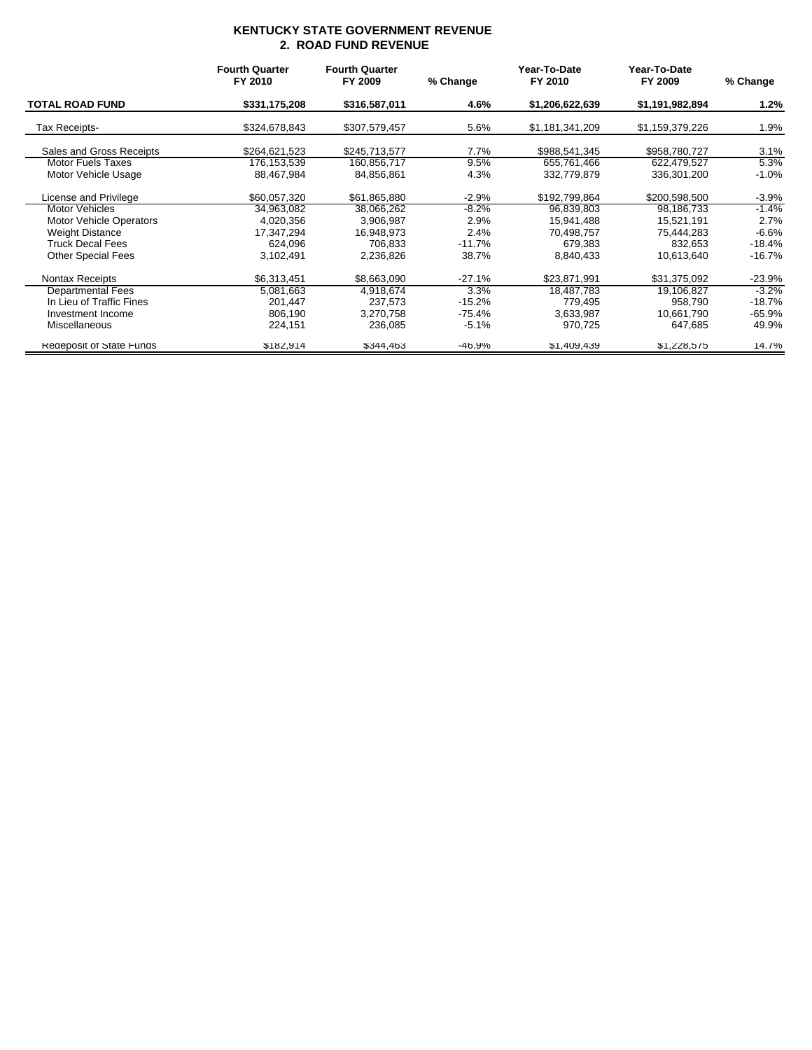# KENTUCKY STATE GOVERNMENT REVENUE
## 2. ROAD FUND REVENUE

| | Fourth Quarter FY 2010 | Fourth Quarter FY 2009 | % Change | Year-To-Date FY 2010 | Year-To-Date FY 2009 | % Change |
|---|---|---|---|---|---|---|
| **TOTAL ROAD FUND** | **$331,175,208** | **$316,587,011** | **4.6%** | **$1,206,622,639** | **$1,191,982,894** | **1.2%** |
| Tax Receipts- | $324,678,843 | $307,579,457 | 5.6% | $1,181,341,209 | $1,159,379,226 | 1.9% |
| Sales and Gross Receipts | $264,621,523 | $245,713,577 | 7.7% | $988,541,345 | $958,780,727 | 3.1% |
| Motor Fuels Taxes | 176,153,539 | 160,856,717 | 9.5% | 655,761,466 | 622,479,527 | 5.3% |
| Motor Vehicle Usage | 88,467,984 | 84,856,861 | 4.3% | 332,779,879 | 336,301,200 | -1.0% |
| License and Privilege | $60,057,320 | $61,865,880 | -2.9% | $192,799,864 | $200,598,500 | -3.9% |
| Motor Vehicles | 34,963,082 | 38,066,262 | -8.2% | 96,839,803 | 98,186,733 | -1.4% |
| Motor Vehicle Operators | 4,020,356 | 3,906,987 | 2.9% | 15,941,488 | 15,521,191 | 2.7% |
| Weight Distance | 17,347,294 | 16,948,973 | 2.4% | 70,498,757 | 75,444,283 | -6.6% |
| Truck Decal Fees | 624,096 | 706,833 | -11.7% | 679,383 | 832,653 | -18.4% |
| Other Special Fees | 3,102,491 | 2,236,826 | 38.7% | 8,840,433 | 10,613,640 | -16.7% |
| Nontax Receipts | $6,313,451 | $8,663,090 | -27.1% | $23,871,991 | $31,375,092 | -23.9% |
| Departmental Fees | 5,081,663 | 4,918,674 | 3.3% | 18,487,783 | 19,106,827 | -3.2% |
| In Lieu of Traffic Fines | 201,447 | 237,573 | -15.2% | 779,495 | 958,790 | -18.7% |
| Investment Income | 806,190 | 3,270,758 | -75.4% | 3,633,987 | 10,661,790 | -65.9% |
| Miscellaneous | 224,151 | 236,085 | -5.1% | 970,725 | 647,685 | 49.9% |
| Redeposit of State Funds | $182,914 | $344,463 | -46.9% | $1,409,439 | $1,228,575 | 14.7% |